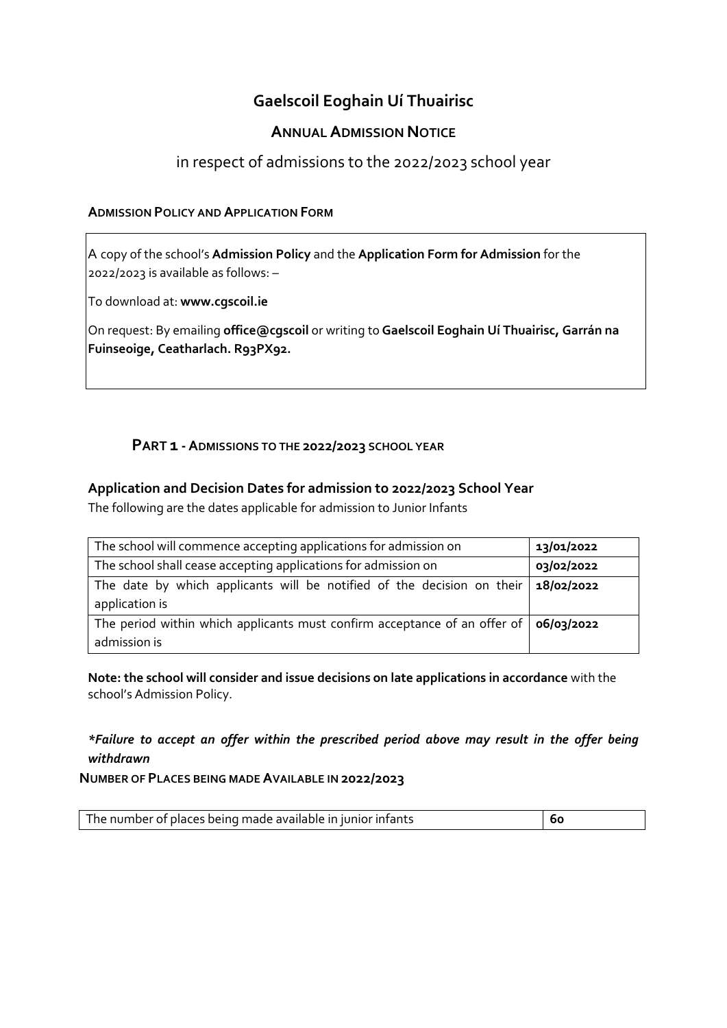# Gaelscoil Eoghain Uí Thuairisc

## ANNUAL ADMISSION NOTICE

in respect of admissions to the 2022/2023 school year

**ADMISSION POLICY AND APPLICATION FORM**

A copy of the school's **Admission Policy** and the **Application Form for Admission** for the 2022/2023 is available as follows: –

To download at: **www.cgscoil.ie**

On request: By emailing **office@cgscoil** or writing to **Gaelscoil Eoghain Uí Thuairisc, Garrán na Fuinseoige, Ceatharlach. R93PX92.**

### PART 1 - ADMISSIONS TO THE 2022/2023 SCHOOL YEAR

**Application and Decision Dates for admission to 2022/2023 School Year**

The following are the dates applicable for admission to Junior Infants

| | |
|---|---|
| The school will commence accepting applications for admission on | **13/01/2022** |
| The school shall cease accepting applications for admission on | **03/02/2022** |
| The date by which applicants will be notified of the decision on their application is | **18/02/2022** |
| The period within which applicants must confirm acceptance of an offer of admission is | **06/03/2022** |

**Note: the school will consider and issue decisions on late applications in accordance** with the school's Admission Policy.

***Failure to accept an offer within the prescribed period above may result in the offer being withdrawn***

**NUMBER OF PLACES BEING MADE AVAILABLE IN 2022/2023**

| | |
|---|---|
| The number of places being made available in junior infants | **60** |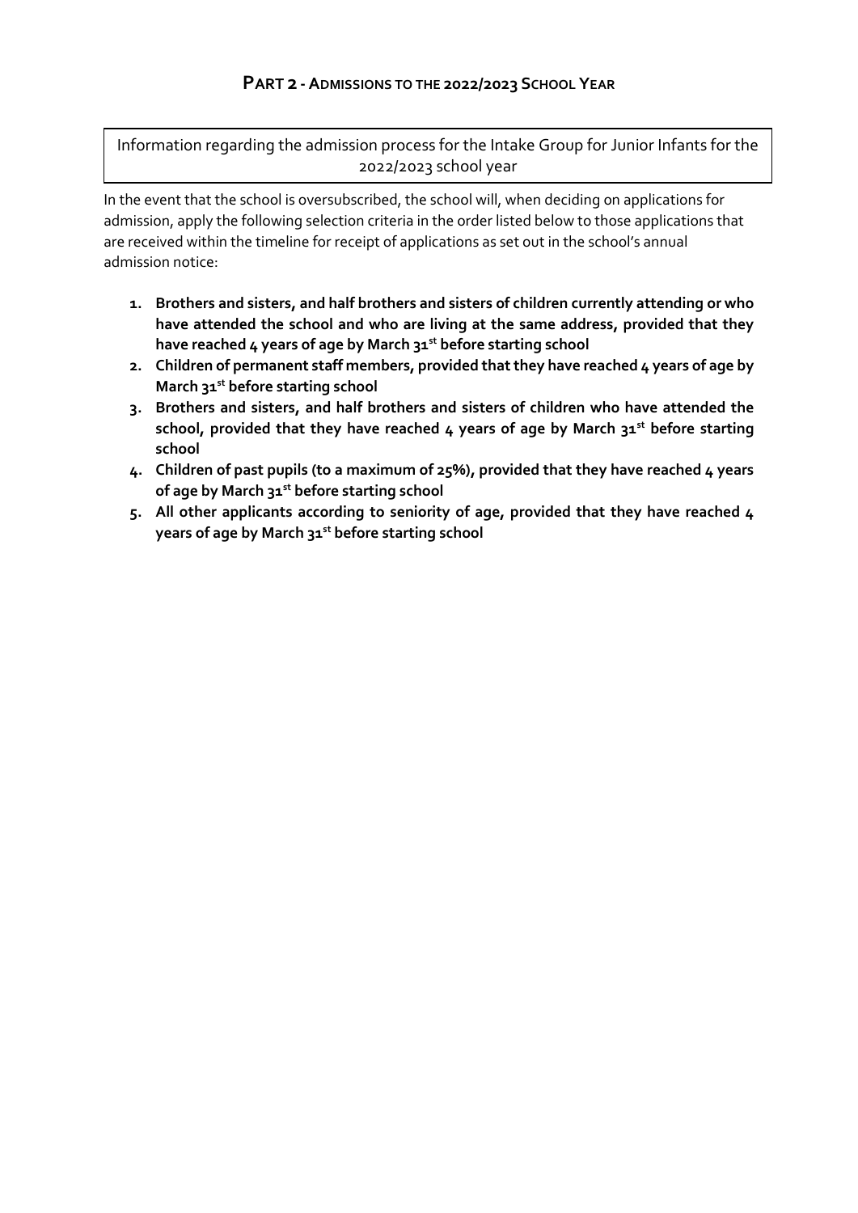## PART 2 - ADMISSIONS TO THE 2022/2023 SCHOOL YEAR

Information regarding the admission process for the Intake Group for Junior Infants for the 2022/2023 school year

In the event that the school is oversubscribed, the school will, when deciding on applications for admission, apply the following selection criteria in the order listed below to those applications that are received within the timeline for receipt of applications as set out in the school's annual admission notice:

1. **Brothers and sisters, and half brothers and sisters of children currently attending or who have attended the school and who are living at the same address, provided that they have reached 4 years of age by March 31st before starting school**
2. **Children of permanent staff members, provided that they have reached 4 years of age by March 31st before starting school**
3. **Brothers and sisters, and half brothers and sisters of children who have attended the school, provided that they have reached 4 years of age by March 31st before starting school**
4. **Children of past pupils (to a maximum of 25%), provided that they have reached 4 years of age by March 31st before starting school**
5. **All other applicants according to seniority of age, provided that they have reached 4 years of age by March 31st before starting school**